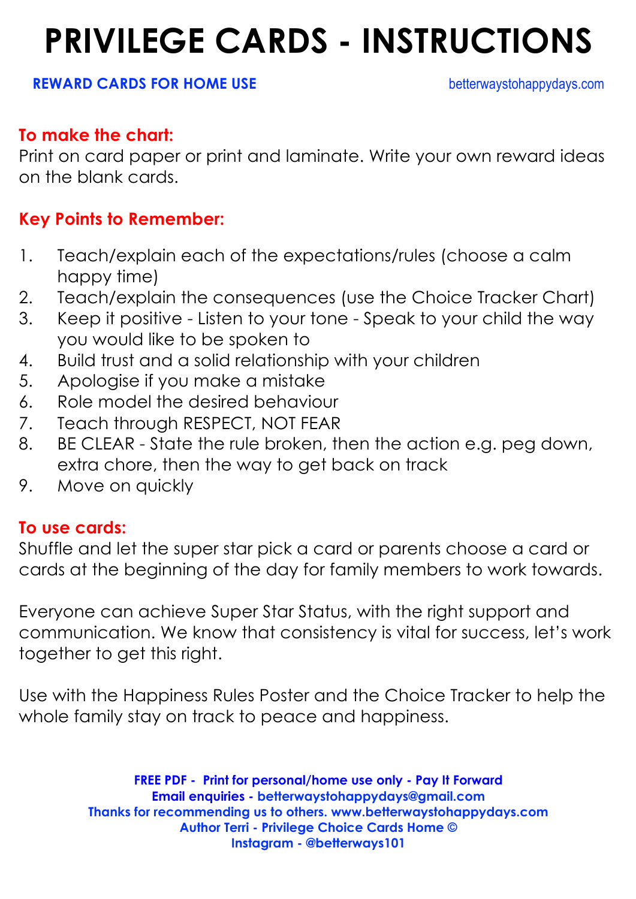# PRIVILEGE CARDS - INSTRUCTIONS

**REWARD CARDS FOR HOME USE** betterwaystohappydays.com

## To make the chart:

Print on card paper or print and laminate. Write your own reward ideas on the blank cards.

## Key Points to Remember:

1. Teach/explain each of the expectations/rules (choose a calm happy time)
2. Teach/explain the consequences (use the Choice Tracker Chart)
3. Keep it positive - Listen to your tone - Speak to your child the way you would like to be spoken to
4. Build trust and a solid relationship with your children
5. Apologise if you make a mistake
6. Role model the desired behaviour
7. Teach through RESPECT, NOT FEAR
8. BE CLEAR - State the rule broken, then the action e.g. peg down, extra chore, then the way to get back on track
9. Move on quickly

## To use cards:

Shuffle and let the super star pick a card or parents choose a card or cards at the beginning of the day for family members to work towards.

Everyone can achieve Super Star Status, with the right support and communication. We know that consistency is vital for success, let's work together to get this right.

Use with the Happiness Rules Poster and the Choice Tracker to help the whole family stay on track to peace and happiness.

**FREE PDF - Print for personal/home use only - Pay It Forward**
**Email enquiries - betterwaystohappydays@gmail.com**
**Thanks for recommending us to others. www.betterwaystohappydays.com**
**Author Terri - Privilege Choice Cards Home ©**
**Instagram - @betterways101**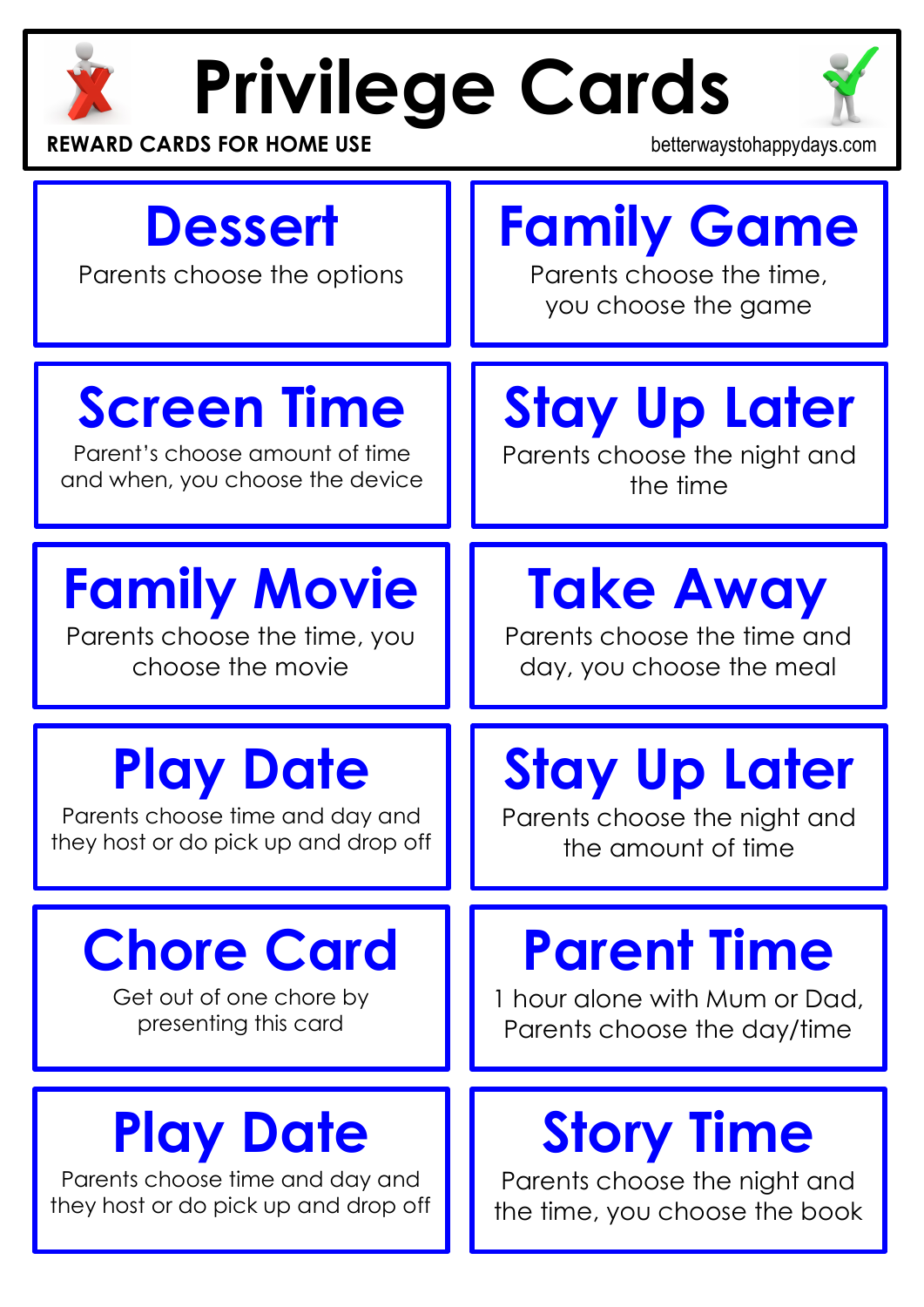# Privilege Cards

**REWARD CARDS FOR HOME USE**

betterwaystohappydays.com

## Dessert

Parents choose the options

## Family Game

Parents choose the time, you choose the game

## Screen Time

Parent's choose amount of time and when, you choose the device

## Stay Up Later

Parents choose the night and the time

## Family Movie

Parents choose the time, you choose the movie

## Take Away

Parents choose the time and day, you choose the meal

## Play Date

Parents choose time and day and they host or do pick up and drop off

## Stay Up Later

Parents choose the night and the amount of time

## Chore Card

Get out of one chore by presenting this card

## Parent Time

1 hour alone with Mum or Dad, Parents choose the day/time

## Play Date

Parents choose time and day and they host or do pick up and drop off

## Story Time

Parents choose the night and the time, you choose the book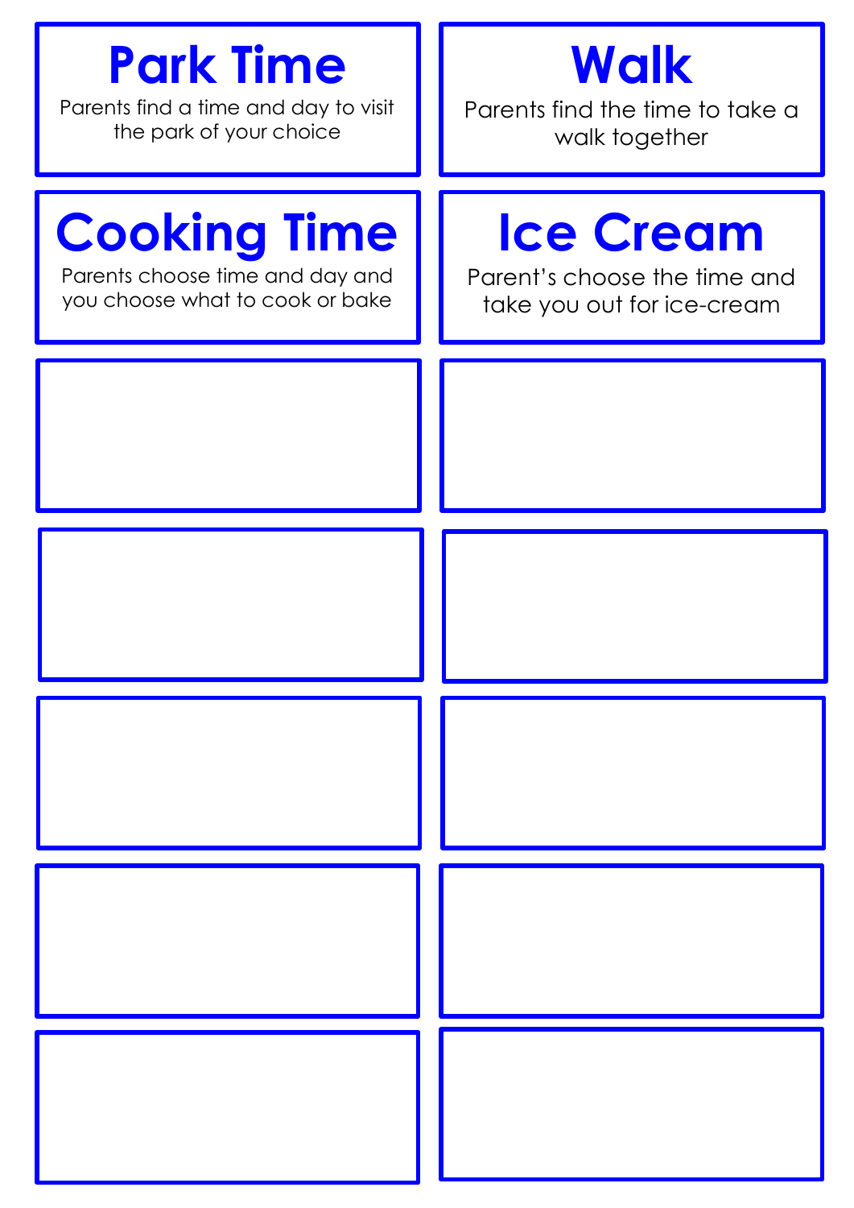## Park Time

Parents find a time and day to visit the park of your choice

## Walk

Parents find the time to take a walk together

## Cooking Time

Parents choose time and day and you choose what to cook or bake

## Ice Cream

Parent's choose the time and take you out for ice-cream